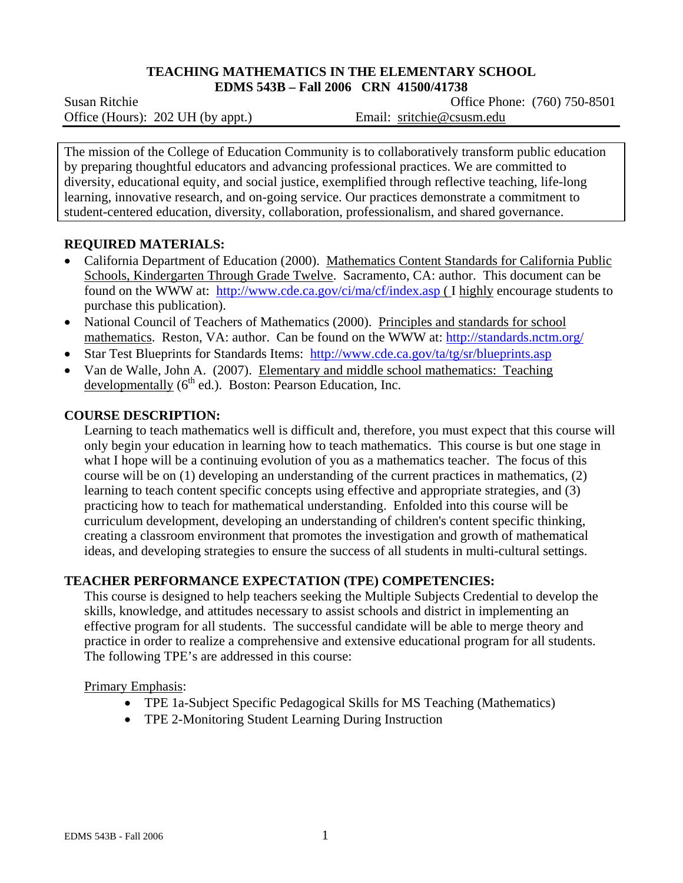# TEACHING MATHEMATICS IN THE ELEMENTARY SCHOOL

## EDMS 543B – Fall 2006 CRN 41500/41738

Susan Ritchie  
Office Phone: (760) 750-8501  
Office (Hours): 202 UH (by appt.)  
Email: sritchie@csusm.edu

The mission of the College of Education Community is to collaboratively transform public education by preparing thoughtful educators and advancing professional practices. We are committed to diversity, educational equity, and social justice, exemplified through reflective teaching, life-long learning, innovative research, and on-going service. Our practices demonstrate a commitment to student-centered education, diversity, collaboration, professionalism, and shared governance.

### REQUIRED MATERIALS:

- California Department of Education (2000). Mathematics Content Standards for California Public Schools, Kindergarten Through Grade Twelve. Sacramento, CA: author. This document can be found on the WWW at: http://www.cde.ca.gov/ci/ma/cf/index.asp ( I highly encourage students to purchase this publication).
- National Council of Teachers of Mathematics (2000). Principles and standards for school mathematics. Reston, VA: author. Can be found on the WWW at: http://standards.nctm.org/
- Star Test Blueprints for Standards Items: http://www.cde.ca.gov/ta/tg/sr/blueprints.asp
- Van de Walle, John A. (2007). Elementary and middle school mathematics: Teaching developmentally (6th ed.). Boston: Pearson Education, Inc.

### COURSE DESCRIPTION:

Learning to teach mathematics well is difficult and, therefore, you must expect that this course will only begin your education in learning how to teach mathematics. This course is but one stage in what I hope will be a continuing evolution of you as a mathematics teacher. The focus of this course will be on (1) developing an understanding of the current practices in mathematics, (2) learning to teach content specific concepts using effective and appropriate strategies, and (3) practicing how to teach for mathematical understanding. Enfolded into this course will be curriculum development, developing an understanding of children's content specific thinking, creating a classroom environment that promotes the investigation and growth of mathematical ideas, and developing strategies to ensure the success of all students in multi-cultural settings.

### TEACHER PERFORMANCE EXPECTATION (TPE) COMPETENCIES:

This course is designed to help teachers seeking the Multiple Subjects Credential to develop the skills, knowledge, and attitudes necessary to assist schools and district in implementing an effective program for all students. The successful candidate will be able to merge theory and practice in order to realize a comprehensive and extensive educational program for all students. The following TPE's are addressed in this course:

Primary Emphasis:

- TPE 1a-Subject Specific Pedagogical Skills for MS Teaching (Mathematics)
- TPE 2-Monitoring Student Learning During Instruction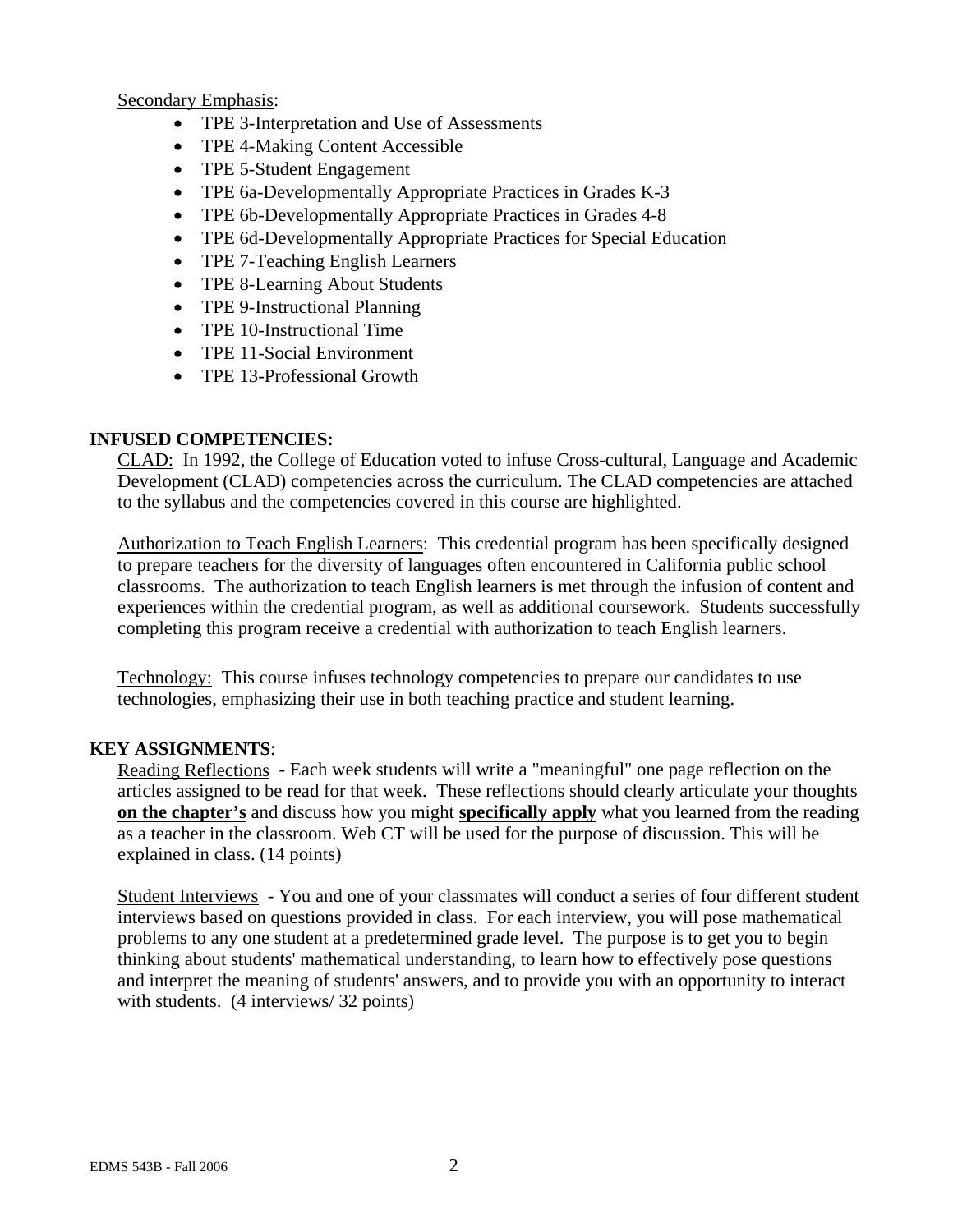Secondary Emphasis:

- TPE 3-Interpretation and Use of Assessments
- TPE 4-Making Content Accessible
- TPE 5-Student Engagement
- TPE 6a-Developmentally Appropriate Practices in Grades K-3
- TPE 6b-Developmentally Appropriate Practices in Grades 4-8
- TPE 6d-Developmentally Appropriate Practices for Special Education
- TPE 7-Teaching English Learners
- TPE 8-Learning About Students
- TPE 9-Instructional Planning
- TPE 10-Instructional Time
- TPE 11-Social Environment
- TPE 13-Professional Growth

## INFUSED COMPETENCIES:

CLAD: In 1992, the College of Education voted to infuse Cross-cultural, Language and Academic Development (CLAD) competencies across the curriculum. The CLAD competencies are attached to the syllabus and the competencies covered in this course are highlighted.

Authorization to Teach English Learners: This credential program has been specifically designed to prepare teachers for the diversity of languages often encountered in California public school classrooms. The authorization to teach English learners is met through the infusion of content and experiences within the credential program, as well as additional coursework. Students successfully completing this program receive a credential with authorization to teach English learners.

Technology: This course infuses technology competencies to prepare our candidates to use technologies, emphasizing their use in both teaching practice and student learning.

## KEY ASSIGNMENTS:

Reading Reflections - Each week students will write a "meaningful" one page reflection on the articles assigned to be read for that week. These reflections should clearly articulate your thoughts **on the chapter's** and discuss how you might **specifically apply** what you learned from the reading as a teacher in the classroom. Web CT will be used for the purpose of discussion. This will be explained in class. (14 points)

Student Interviews - You and one of your classmates will conduct a series of four different student interviews based on questions provided in class. For each interview, you will pose mathematical problems to any one student at a predetermined grade level. The purpose is to get you to begin thinking about students' mathematical understanding, to learn how to effectively pose questions and interpret the meaning of students' answers, and to provide you with an opportunity to interact with students. (4 interviews/ 32 points)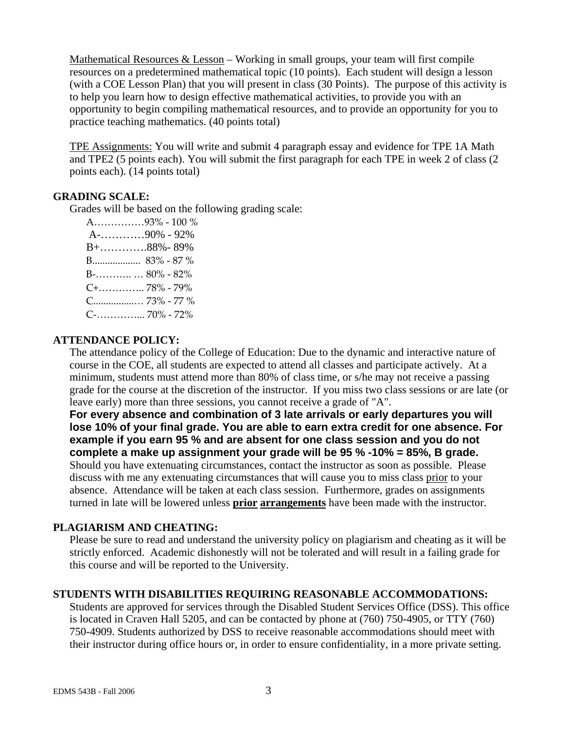<u>Mathematical Resources & Lesson</u> – Working in small groups, your team will first compile resources on a predetermined mathematical topic (10 points). Each student will design a lesson (with a COE Lesson Plan) that you will present in class (30 Points). The purpose of this activity is to help you learn how to design effective mathematical activities, to provide you with an opportunity to begin compiling mathematical resources, and to provide an opportunity for you to practice teaching mathematics. (40 points total)

<u>TPE Assignments:</u> You will write and submit 4 paragraph essay and evidence for TPE 1A Math and TPE2 (5 points each). You will submit the first paragraph for each TPE in week 2 of class (2 points each). (14 points total)

## GRADING SCALE:

Grades will be based on the following grading scale:

A……………93% - 100 %
A-…………90% - 92%
B+………….88%- 89%
B.................. 83% - 87 %
B-……….. … 80% - 82%
C+………….. 78% - 79%
C................… 73% - 77 %
C-…………... 70% - 72%

## ATTENDANCE POLICY:

The attendance policy of the College of Education: Due to the dynamic and interactive nature of course in the COE, all students are expected to attend all classes and participate actively. At a minimum, students must attend more than 80% of class time, or s/he may not receive a passing grade for the course at the discretion of the instructor. If you miss two class sessions or are late (or leave early) more than three sessions, you cannot receive a grade of "A".

**For every absence and combination of 3 late arrivals or early departures you will lose 10% of your final grade. You are able to earn extra credit for one absence. For example if you earn 95 % and are absent for one class session and you do not complete a make up assignment your grade will be 95 % -10% = 85%, B grade.** Should you have extenuating circumstances, contact the instructor as soon as possible. Please discuss with me any extenuating circumstances that will cause you to miss class <u>prior</u> to your absence. Attendance will be taken at each class session. Furthermore, grades on assignments turned in late will be lowered unless **<u>prior</u> <u>arrangements</u>** have been made with the instructor.

## PLAGIARISM AND CHEATING:

Please be sure to read and understand the university policy on plagiarism and cheating as it will be strictly enforced. Academic dishonestly will not be tolerated and will result in a failing grade for this course and will be reported to the University.

## STUDENTS WITH DISABILITIES REQUIRING REASONABLE ACCOMMODATIONS:

Students are approved for services through the Disabled Student Services Office (DSS). This office is located in Craven Hall 5205, and can be contacted by phone at (760) 750-4905, or TTY (760) 750-4909. Students authorized by DSS to receive reasonable accommodations should meet with their instructor during office hours or, in order to ensure confidentiality, in a more private setting.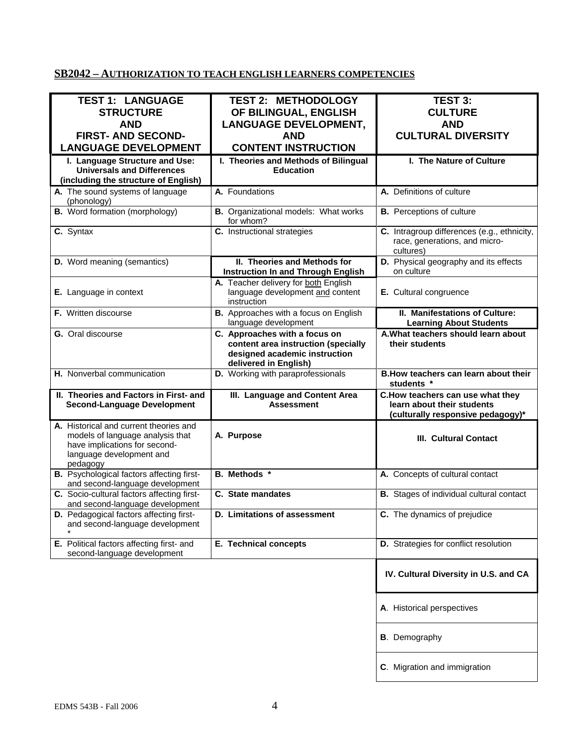## SB2042 – AUTHORIZATION TO TEACH ENGLISH LEARNERS COMPETENCIES

| TEST 1: LANGUAGE STRUCTURE AND FIRST- AND SECOND-LANGUAGE DEVELOPMENT | TEST 2: METHODOLOGY OF BILINGUAL, ENGLISH LANGUAGE DEVELOPMENT, AND CONTENT INSTRUCTION | TEST 3: CULTURE AND CULTURAL DIVERSITY |
|---|---|---|
| **I. Language Structure and Use: Universals and Differences (including the structure of English)** | **I. Theories and Methods of Bilingual Education** | **I. The Nature of Culture** |
| **A.** The sound systems of language (phonology) | **A.** Foundations | **A.** Definitions of culture |
| **B.** Word formation (morphology) | **B.** Organizational models: What works for whom? | **B.** Perceptions of culture |
| **C.** Syntax | **C.** Instructional strategies | **C.** Intragroup differences (e.g., ethnicity, race, generations, and micro-cultures) |
| **D.** Word meaning (semantics) | **II. Theories and Methods for Instruction In and Through English** | **D.** Physical geography and its effects on culture |
| **E.** Language in context | **A.** Teacher delivery for both English language development and content instruction | **E.** Cultural congruence |
| **F.** Written discourse | **B.** Approaches with a focus on English language development | **II. Manifestations of Culture: Learning About Students** |
| **G.** Oral discourse | **C. Approaches with a focus on content area instruction (specially designed academic instruction delivered in English)** | **A. What teachers should learn about their students** |
| **H.** Nonverbal communication | **D.** Working with paraprofessionals | **B. How teachers can learn about their students \*** |
| **II. Theories and Factors in First- and Second-Language Development** | **III. Language and Content Area Assessment** | **C. How teachers can use what they learn about their students (culturally responsive pedagogy)\*** |
| **A.** Historical and current theories and models of language analysis that have implications for second-language development and pedagogy | **A. Purpose** | **III. Cultural Contact** |
| **B.** Psychological factors affecting first- and second-language development | **B. Methods \*** | **A.** Concepts of cultural contact |
| **C.** Socio-cultural factors affecting first- and second-language development | **C. State mandates** | **B.** Stages of individual cultural contact |
| **D.** Pedagogical factors affecting first- and second-language development \* | **D. Limitations of assessment** | **C.** The dynamics of prejudice |
| **E.** Political factors affecting first- and second-language development | **E. Technical concepts** | **D.** Strategies for conflict resolution |
| | | **IV. Cultural Diversity in U.S. and CA** |
| | | **A**. Historical perspectives |
| | | **B**. Demography |
| | | **C**. Migration and immigration |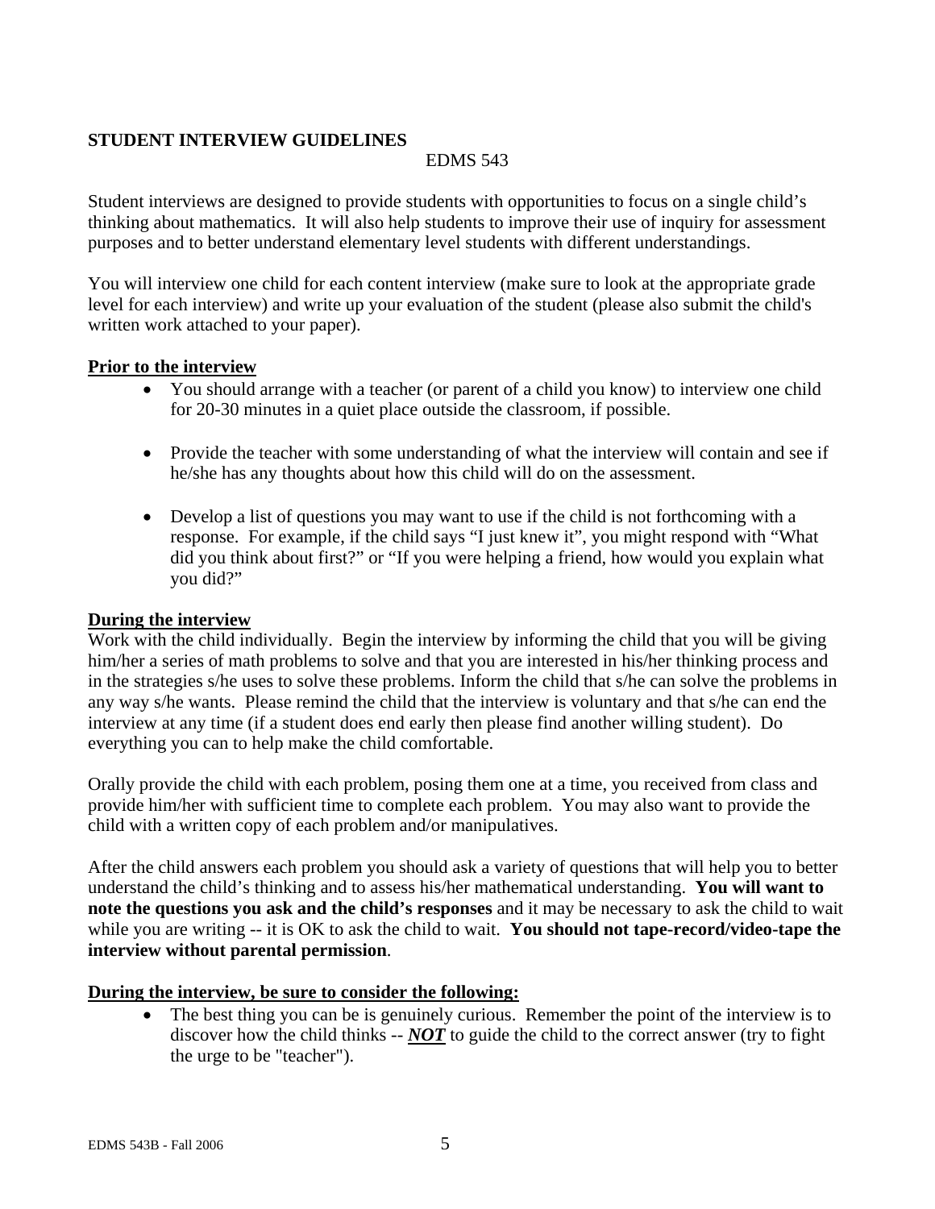## STUDENT INTERVIEW GUIDELINES

EDMS 543

Student interviews are designed to provide students with opportunities to focus on a single child's thinking about mathematics. It will also help students to improve their use of inquiry for assessment purposes and to better understand elementary level students with different understandings.

You will interview one child for each content interview (make sure to look at the appropriate grade level for each interview) and write up your evaluation of the student (please also submit the child's written work attached to your paper).

### Prior to the interview

- You should arrange with a teacher (or parent of a child you know) to interview one child for 20-30 minutes in a quiet place outside the classroom, if possible.
- Provide the teacher with some understanding of what the interview will contain and see if he/she has any thoughts about how this child will do on the assessment.
- Develop a list of questions you may want to use if the child is not forthcoming with a response. For example, if the child says "I just knew it", you might respond with "What did you think about first?" or "If you were helping a friend, how would you explain what you did?"

### During the interview

Work with the child individually. Begin the interview by informing the child that you will be giving him/her a series of math problems to solve and that you are interested in his/her thinking process and in the strategies s/he uses to solve these problems. Inform the child that s/he can solve the problems in any way s/he wants. Please remind the child that the interview is voluntary and that s/he can end the interview at any time (if a student does end early then please find another willing student). Do everything you can to help make the child comfortable.

Orally provide the child with each problem, posing them one at a time, you received from class and provide him/her with sufficient time to complete each problem. You may also want to provide the child with a written copy of each problem and/or manipulatives.

After the child answers each problem you should ask a variety of questions that will help you to better understand the child's thinking and to assess his/her mathematical understanding. **You will want to note the questions you ask and the child's responses** and it may be necessary to ask the child to wait while you are writing -- it is OK to ask the child to wait. **You should not tape-record/video-tape the interview without parental permission**.

### During the interview, be sure to consider the following:

- The best thing you can be is genuinely curious. Remember the point of the interview is to discover how the child thinks -- ***NOT*** to guide the child to the correct answer (try to fight the urge to be "teacher").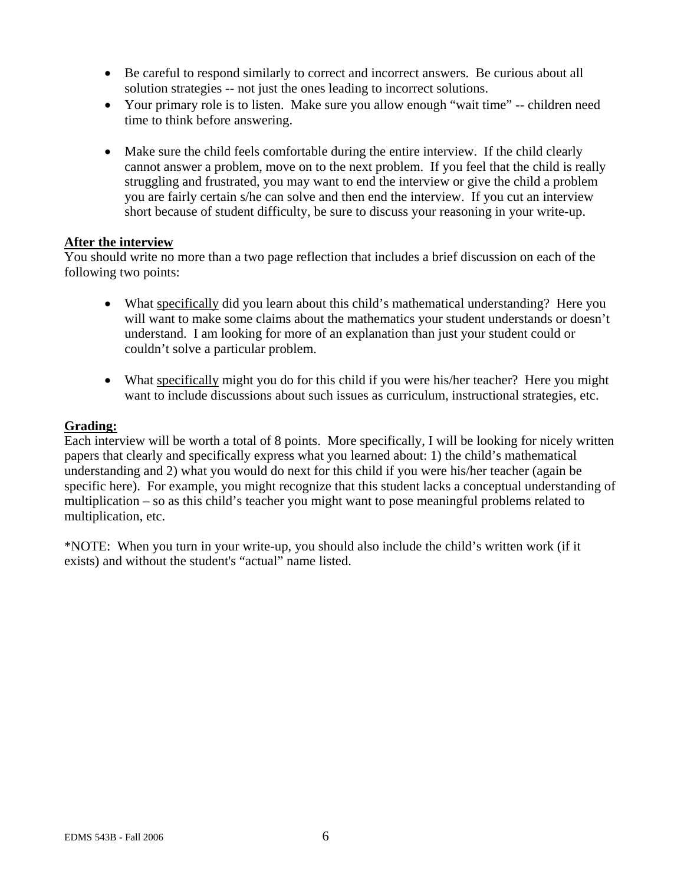- Be careful to respond similarly to correct and incorrect answers. Be curious about all solution strategies -- not just the ones leading to incorrect solutions.
- Your primary role is to listen. Make sure you allow enough "wait time" -- children need time to think before answering.
- Make sure the child feels comfortable during the entire interview. If the child clearly cannot answer a problem, move on to the next problem. If you feel that the child is really struggling and frustrated, you may want to end the interview or give the child a problem you are fairly certain s/he can solve and then end the interview. If you cut an interview short because of student difficulty, be sure to discuss your reasoning in your write-up.

**After the interview**

You should write no more than a two page reflection that includes a brief discussion on each of the following two points:

- What specifically did you learn about this child's mathematical understanding? Here you will want to make some claims about the mathematics your student understands or doesn't understand. I am looking for more of an explanation than just your student could or couldn't solve a particular problem.
- What specifically might you do for this child if you were his/her teacher? Here you might want to include discussions about such issues as curriculum, instructional strategies, etc.

**Grading:**

Each interview will be worth a total of 8 points. More specifically, I will be looking for nicely written papers that clearly and specifically express what you learned about: 1) the child's mathematical understanding and 2) what you would do next for this child if you were his/her teacher (again be specific here). For example, you might recognize that this student lacks a conceptual understanding of multiplication – so as this child's teacher you might want to pose meaningful problems related to multiplication, etc.

*NOTE: When you turn in your write-up, you should also include the child's written work (if it exists) and without the student's "actual" name listed.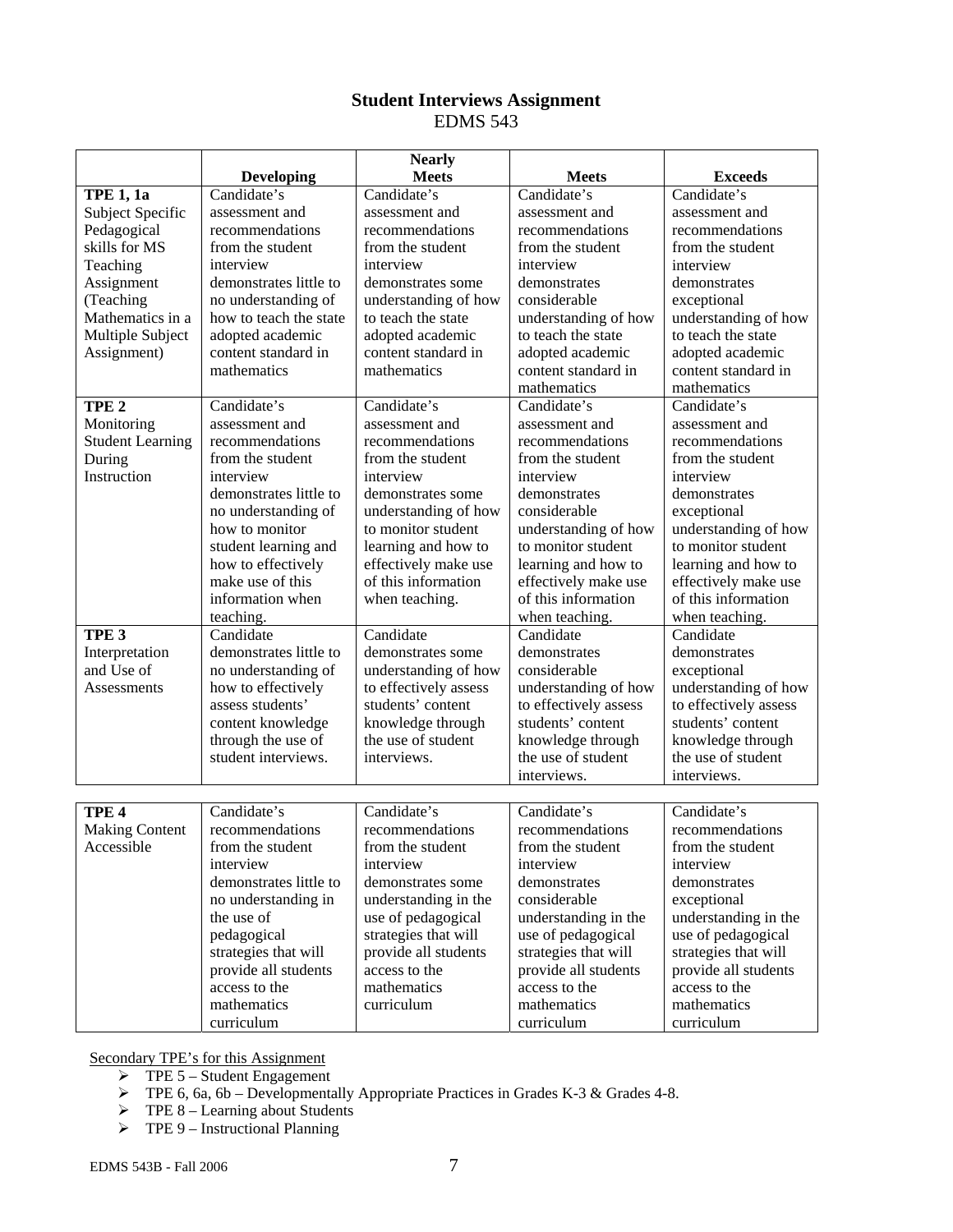## Student Interviews Assignment

EDMS 543

| | Developing | Nearly Meets | Meets | Exceeds |
|---|---|---|---|---|
| **TPE 1, 1a** Subject Specific Pedagogical skills for MS Teaching Assignment (Teaching Mathematics in a Multiple Subject Assignment) | Candidate's assessment and recommendations from the student interview demonstrates little to no understanding of how to teach the state adopted academic content standard in mathematics | Candidate's assessment and recommendations from the student interview demonstrates some understanding of how to teach the state adopted academic content standard in mathematics | Candidate's assessment and recommendations from the student interview demonstrates considerable understanding of how to teach the state adopted academic content standard in mathematics | Candidate's assessment and recommendations from the student interview demonstrates exceptional understanding of how to teach the state adopted academic content standard in mathematics |
| **TPE 2** Monitoring Student Learning During Instruction | Candidate's assessment and recommendations from the student interview demonstrates little to no understanding of how to monitor student learning and how to effectively make use of this information when teaching. | Candidate's assessment and recommendations from the student interview demonstrates some understanding of how to monitor student learning and how to effectively make use of this information when teaching. | Candidate's assessment and recommendations from the student interview demonstrates considerable understanding of how to monitor student learning and how to effectively make use of this information when teaching. | Candidate's assessment and recommendations from the student interview demonstrates exceptional understanding of how to monitor student learning and how to effectively make use of this information when teaching. |
| **TPE 3** Interpretation and Use of Assessments | Candidate demonstrates little to no understanding of how to effectively assess students' content knowledge through the use of student interviews. | Candidate demonstrates some understanding of how to effectively assess students' content knowledge through the use of student interviews. | Candidate demonstrates considerable understanding of how to effectively assess students' content knowledge through the use of student interviews. | Candidate demonstrates exceptional understanding of how to effectively assess students' content knowledge through the use of student interviews. |
| **TPE 4** Making Content Accessible | Candidate's recommendations from the student interview demonstrates little to no understanding in the use of pedagogical strategies that will provide all students access to the mathematics curriculum | Candidate's recommendations from the student interview demonstrates some understanding in the use of pedagogical strategies that will provide all students access to the mathematics curriculum | Candidate's recommendations from the student interview demonstrates considerable understanding in the use of pedagogical strategies that will provide all students access to the mathematics curriculum | Candidate's recommendations from the student interview demonstrates exceptional understanding in the use of pedagogical strategies that will provide all students access to the mathematics curriculum |

Secondary TPE's for this Assignment

- TPE 5 – Student Engagement
- TPE 6, 6a, 6b – Developmentally Appropriate Practices in Grades K-3 & Grades 4-8.
- TPE 8 – Learning about Students
- TPE 9 – Instructional Planning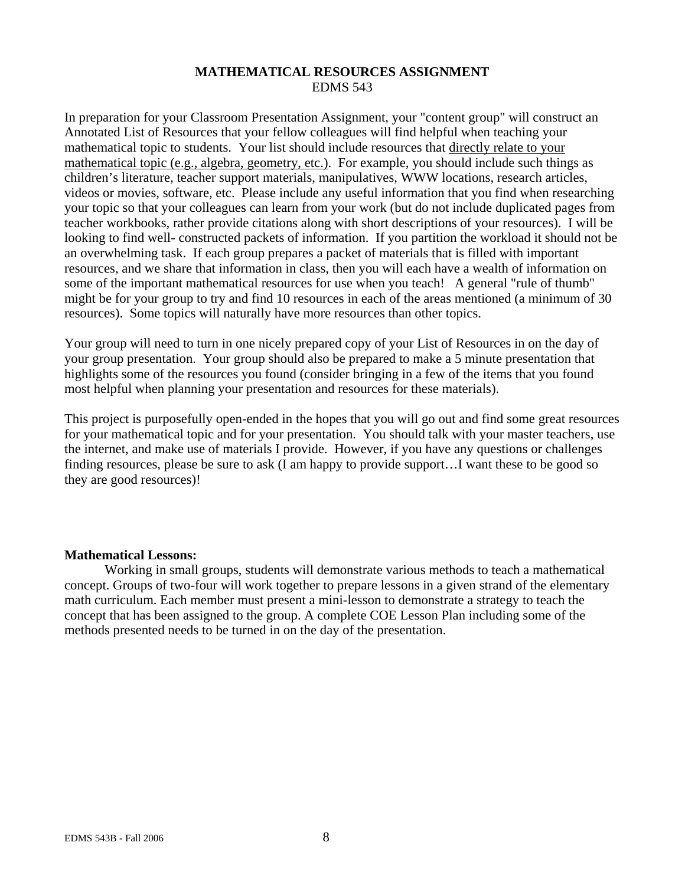**MATHEMATICAL RESOURCES ASSIGNMENT**
EDMS 543

In preparation for your Classroom Presentation Assignment, your "content group" will construct an Annotated List of Resources that your fellow colleagues will find helpful when teaching your mathematical topic to students. Your list should include resources that directly relate to your mathematical topic (e.g., algebra, geometry, etc.). For example, you should include such things as children's literature, teacher support materials, manipulatives, WWW locations, research articles, videos or movies, software, etc. Please include any useful information that you find when researching your topic so that your colleagues can learn from your work (but do not include duplicated pages from teacher workbooks, rather provide citations along with short descriptions of your resources). I will be looking to find well- constructed packets of information. If you partition the workload it should not be an overwhelming task. If each group prepares a packet of materials that is filled with important resources, and we share that information in class, then you will each have a wealth of information on some of the important mathematical resources for use when you teach! A general "rule of thumb" might be for your group to try and find 10 resources in each of the areas mentioned (a minimum of 30 resources). Some topics will naturally have more resources than other topics.

Your group will need to turn in one nicely prepared copy of your List of Resources in on the day of your group presentation. Your group should also be prepared to make a 5 minute presentation that highlights some of the resources you found (consider bringing in a few of the items that you found most helpful when planning your presentation and resources for these materials).

This project is purposefully open-ended in the hopes that you will go out and find some great resources for your mathematical topic and for your presentation. You should talk with your master teachers, use the internet, and make use of materials I provide. However, if you have any questions or challenges finding resources, please be sure to ask (I am happy to provide support…I want these to be good so they are good resources)!

**Mathematical Lessons:**

Working in small groups, students will demonstrate various methods to teach a mathematical concept. Groups of two-four will work together to prepare lessons in a given strand of the elementary math curriculum. Each member must present a mini-lesson to demonstrate a strategy to teach the concept that has been assigned to the group. A complete COE Lesson Plan including some of the methods presented needs to be turned in on the day of the presentation.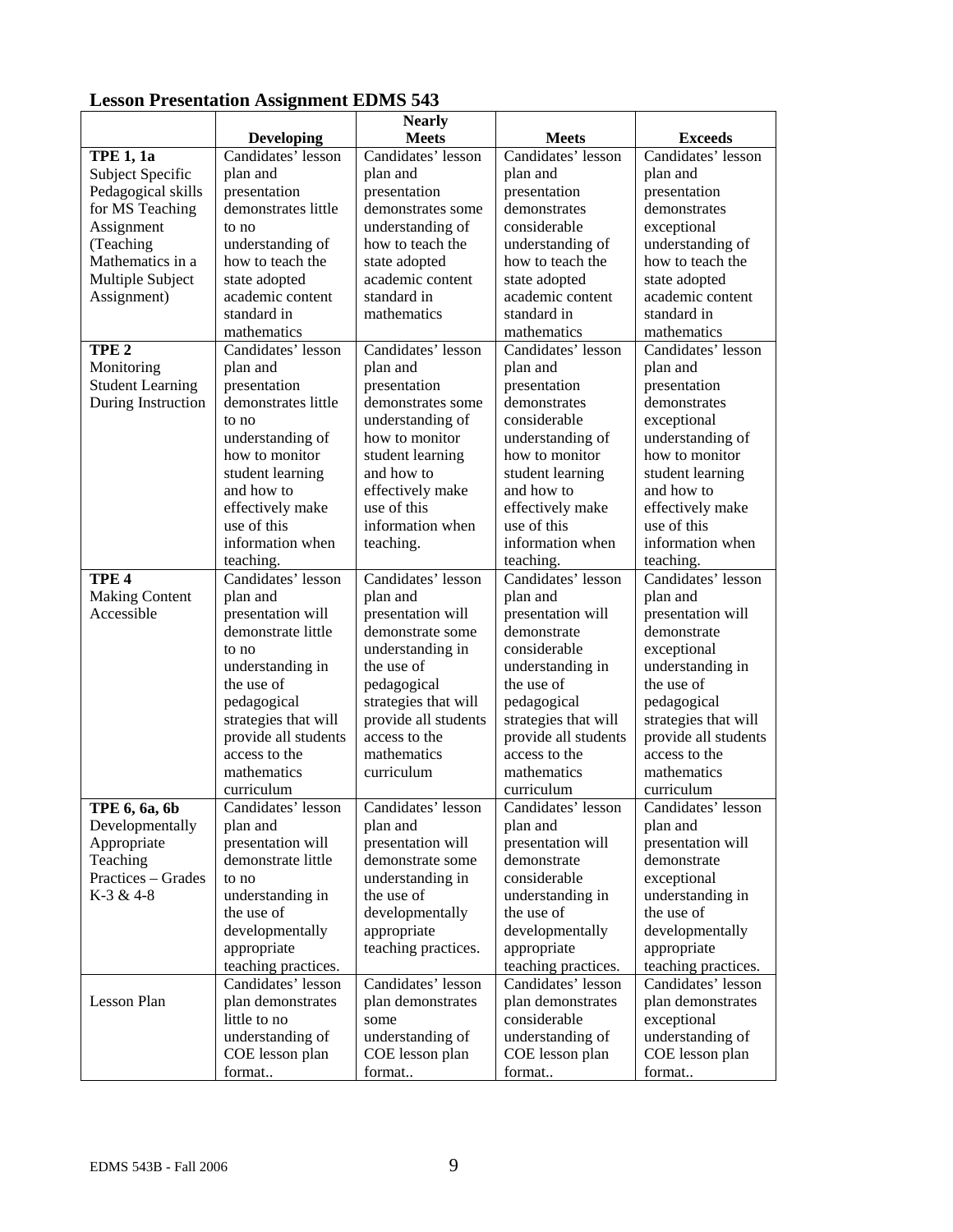## Lesson Presentation Assignment EDMS 543

| | Developing | Nearly Meets | Meets | Exceeds |
|---|---|---|---|---|
| **TPE 1, 1a** Subject Specific Pedagogical skills for MS Teaching Assignment (Teaching Mathematics in a Multiple Subject Assignment) | Candidates' lesson plan and presentation demonstrates little to no understanding of how to teach the state adopted academic content standard in mathematics | Candidates' lesson plan and presentation demonstrates some understanding of how to teach the state adopted academic content standard in mathematics | Candidates' lesson plan and presentation demonstrates considerable understanding of how to teach the state adopted academic content standard in mathematics | Candidates' lesson plan and presentation demonstrates exceptional understanding of how to teach the state adopted academic content standard in mathematics |
| **TPE 2** Monitoring Student Learning During Instruction | Candidates' lesson plan and presentation demonstrates little to no understanding of how to monitor student learning and how to effectively make use of this information when teaching. | Candidates' lesson plan and presentation demonstrates some understanding of how to monitor student learning and how to effectively make use of this information when teaching. | Candidates' lesson plan and presentation demonstrates considerable understanding of how to monitor student learning and how to effectively make use of this information when teaching. | Candidates' lesson plan and presentation demonstrates exceptional understanding of how to monitor student learning and how to effectively make use of this information when teaching. |
| **TPE 4** Making Content Accessible | Candidates' lesson plan and presentation will demonstrate little to no understanding in the use of pedagogical strategies that will provide all students access to the mathematics curriculum | Candidates' lesson plan and presentation will demonstrate some understanding in the use of pedagogical strategies that will provide all students access to the mathematics curriculum | Candidates' lesson plan and presentation will demonstrate considerable understanding in the use of pedagogical strategies that will provide all students access to the mathematics curriculum | Candidates' lesson plan and presentation will demonstrate exceptional understanding in the use of pedagogical strategies that will provide all students access to the mathematics curriculum |
| **TPE 6, 6a, 6b** Developmentally Appropriate Teaching Practices – Grades K-3 & 4-8 | Candidates' lesson plan and presentation will demonstrate little to no understanding in the use of developmentally appropriate teaching practices. | Candidates' lesson plan and presentation will demonstrate some understanding in the use of developmentally appropriate teaching practices. | Candidates' lesson plan and presentation will demonstrate considerable understanding in the use of developmentally appropriate teaching practices. | Candidates' lesson plan and presentation will demonstrate exceptional understanding in the use of developmentally appropriate teaching practices. |
| Lesson Plan | Candidates' lesson plan demonstrates little to no understanding of COE lesson plan format.. | Candidates' lesson plan demonstrates some understanding of COE lesson plan format.. | Candidates' lesson plan demonstrates considerable understanding of COE lesson plan format.. | Candidates' lesson plan demonstrates exceptional understanding of COE lesson plan format.. |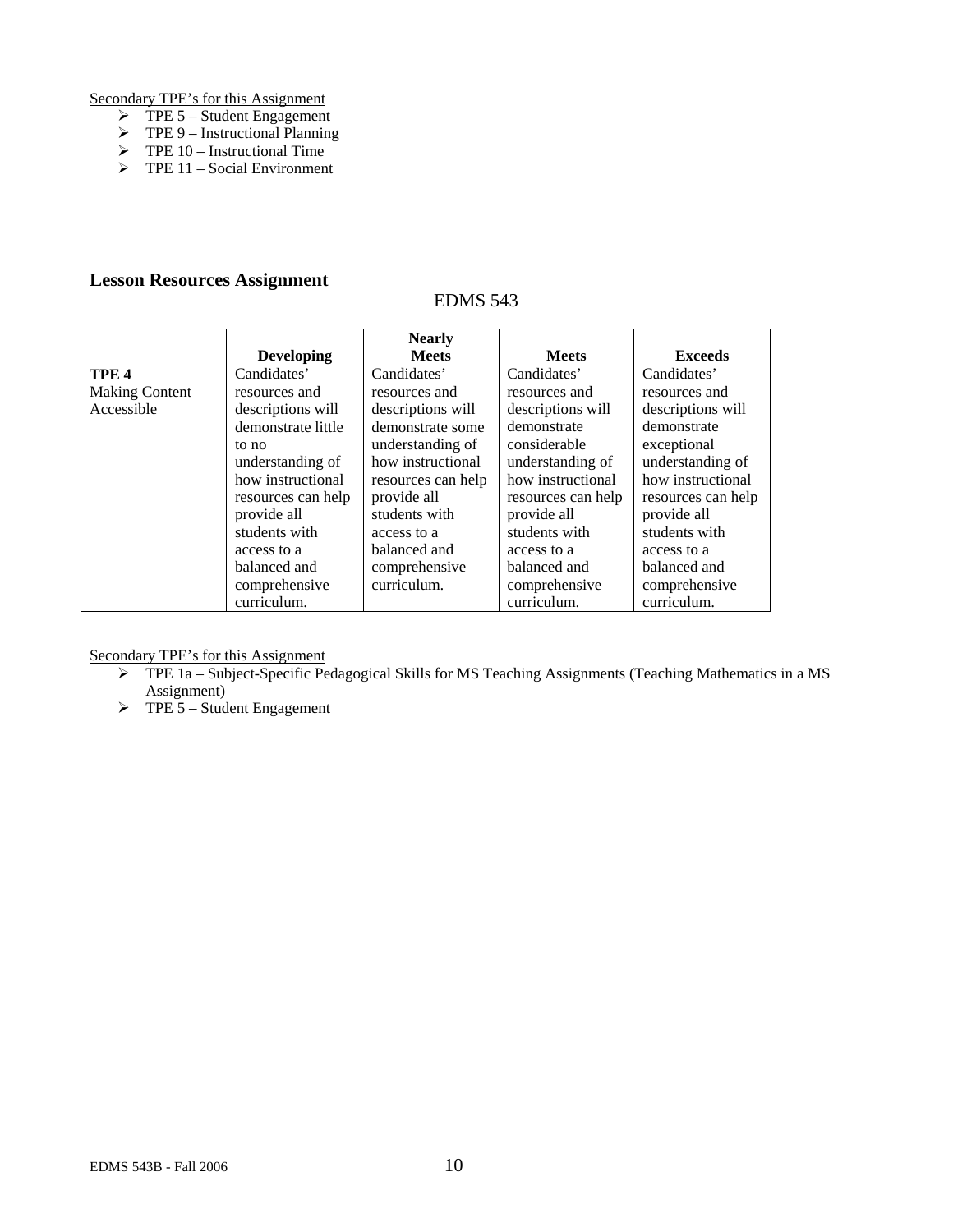Secondary TPE's for this Assignment

- TPE 5 – Student Engagement
- TPE 9 – Instructional Planning
- TPE 10 – Instructional Time
- TPE 11 – Social Environment

## Lesson Resources Assignment

EDMS 543

| | Developing | Nearly Meets | Meets | Exceeds |
|---|---|---|---|---|
| **TPE 4** Making Content Accessible | Candidates' resources and descriptions will demonstrate little to no understanding of how instructional resources can help provide all students with access to a balanced and comprehensive curriculum. | Candidates' resources and descriptions will demonstrate some understanding of how instructional resources can help provide all students with access to a balanced and comprehensive curriculum. | Candidates' resources and descriptions will demonstrate considerable understanding of how instructional resources can help provide all students with access to a balanced and comprehensive curriculum. | Candidates' resources and descriptions will demonstrate exceptional understanding of how instructional resources can help provide all students with access to a balanced and comprehensive curriculum. |

Secondary TPE's for this Assignment

- TPE 1a – Subject-Specific Pedagogical Skills for MS Teaching Assignments (Teaching Mathematics in a MS Assignment)
- TPE 5 – Student Engagement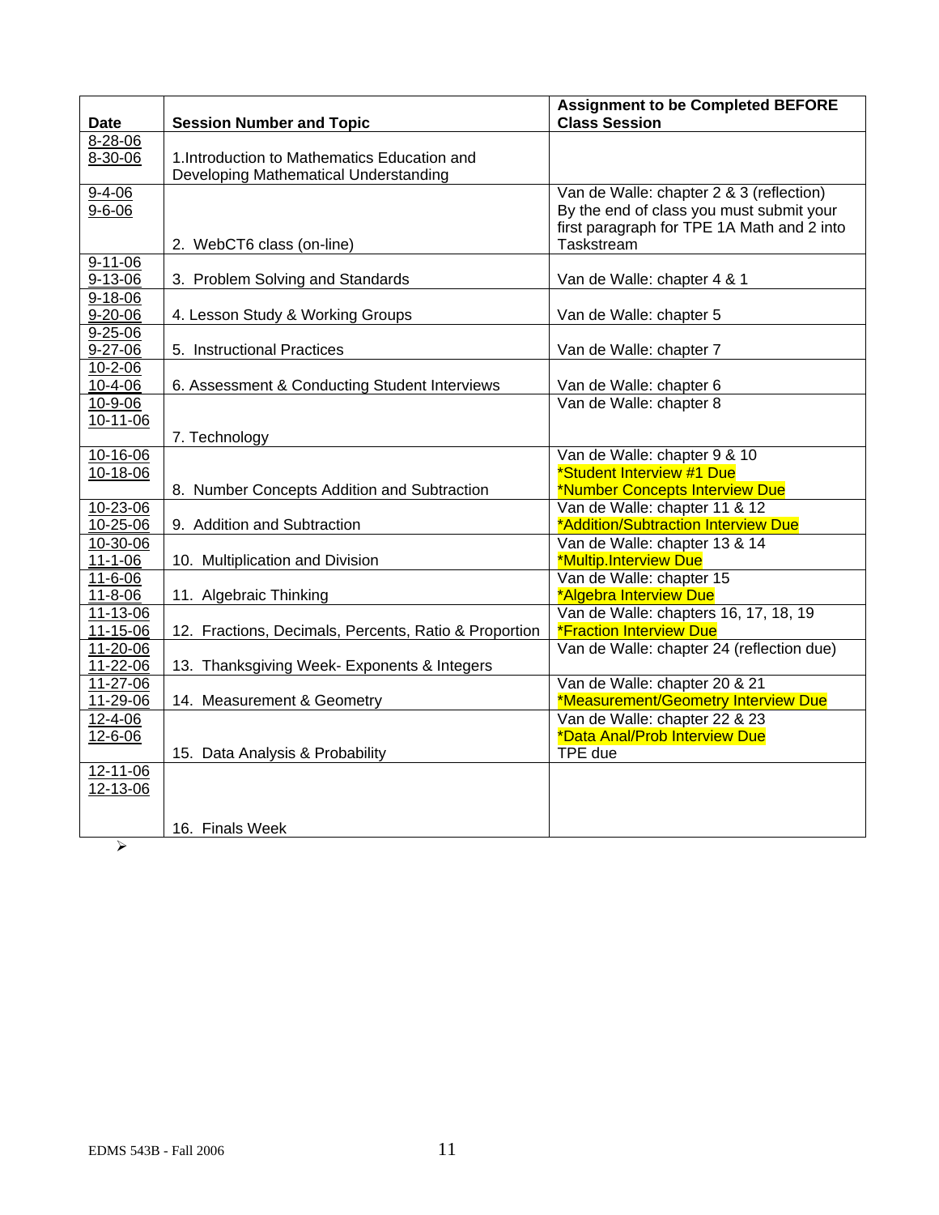| Date | Session Number and Topic | Assignment to be Completed BEFORE Class Session |
|---|---|---|
| 8-28-06<br>8-30-06 | 1.Introduction to Mathematics Education and Developing Mathematical Understanding | |
| 9-4-06<br>9-6-06 | 2. WebCT6 class (on-line) | Van de Walle: chapter 2 & 3 (reflection)<br>By the end of class you must submit your first paragraph for TPE 1A Math and 2 into Taskstream |
| 9-11-06<br>9-13-06 | 3. Problem Solving and Standards | Van de Walle: chapter 4 & 1 |
| 9-18-06<br>9-20-06 | 4. Lesson Study & Working Groups | Van de Walle: chapter 5 |
| 9-25-06<br>9-27-06 | 5. Instructional Practices | Van de Walle: chapter 7 |
| 10-2-06<br>10-4-06 | 6. Assessment & Conducting Student Interviews | Van de Walle: chapter 6 |
| 10-9-06<br>10-11-06 | 7. Technology | Van de Walle: chapter 8 |
| 10-16-06<br>10-18-06 | 8. Number Concepts Addition and Subtraction | Van de Walle: chapter 9 & 10<br>*Student Interview #1 Due<br>*Number Concepts Interview Due |
| 10-23-06<br>10-25-06 | 9. Addition and Subtraction | Van de Walle: chapter 11 & 12<br>*Addition/Subtraction Interview Due |
| 10-30-06<br>11-1-06 | 10. Multiplication and Division | Van de Walle: chapter 13 & 14<br>*Multip.Interview Due |
| 11-6-06<br>11-8-06 | 11. Algebraic Thinking | Van de Walle: chapter 15<br>*Algebra Interview Due |
| 11-13-06<br>11-15-06 | 12. Fractions, Decimals, Percents, Ratio & Proportion | Van de Walle: chapters 16, 17, 18, 19<br>*Fraction Interview Due |
| 11-20-06<br>11-22-06 | 13. Thanksgiving Week- Exponents & Integers | Van de Walle: chapter 24 (reflection due) |
| 11-27-06<br>11-29-06 | 14. Measurement & Geometry | Van de Walle: chapter 20 & 21<br>*Measurement/Geometry Interview Due |
| 12-4-06<br>12-6-06 | 15. Data Analysis & Probability | Van de Walle: chapter 22 & 23<br>*Data Anal/Prob Interview Due<br>TPE due |
| 12-11-06<br>12-13-06 | 16. Finals Week | |

➢